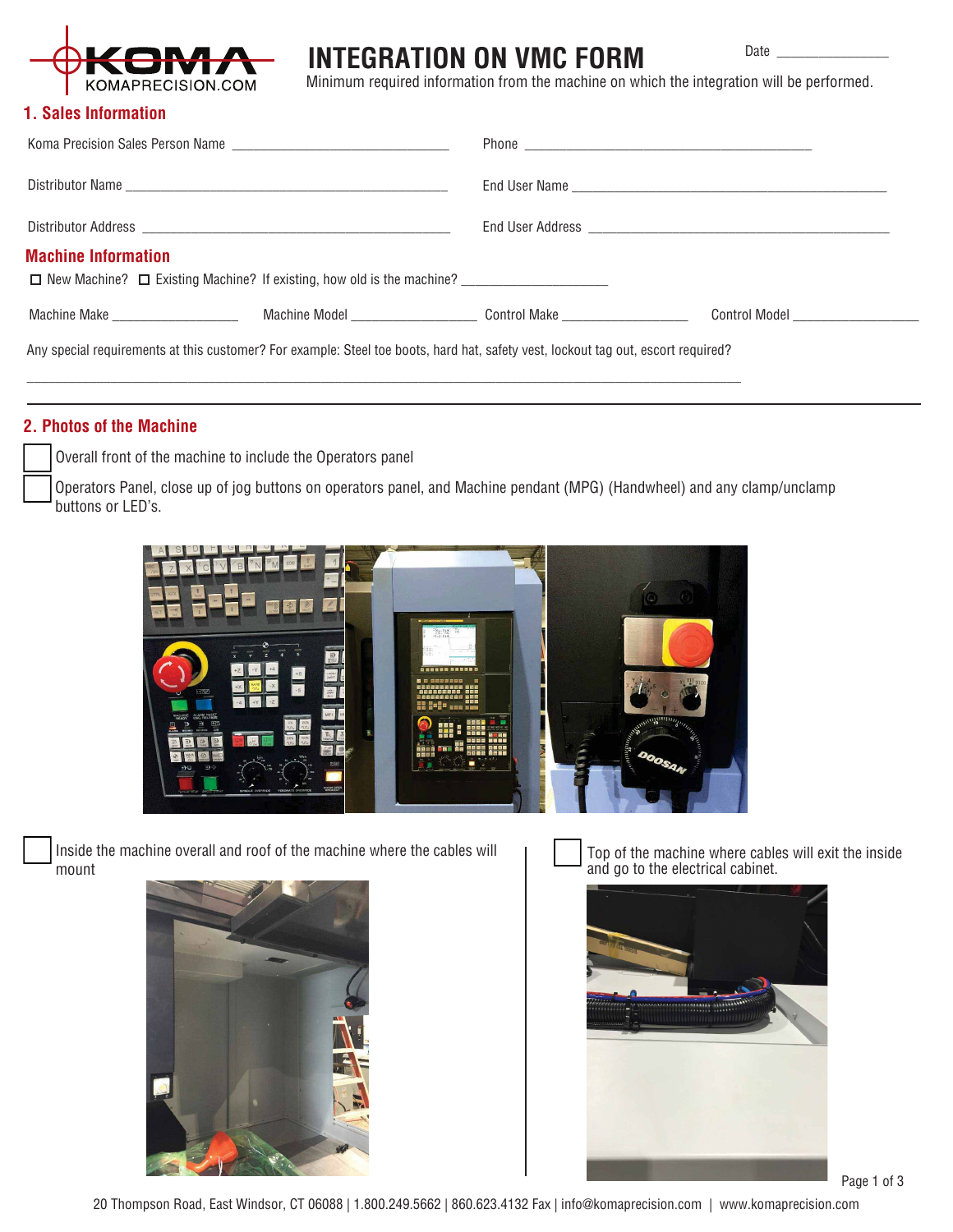KOMA
KOMAPRECISION.COM

# INTEGRATION ON VMC FORM

Date _______________

Minimum required information from the machine on which the integration will be performed.

## 1. Sales Information

Koma Precision Sales Person Name _____________________________ Phone ________________________________________

Distributor Name _____________________________________________ End User Name _____________________________________________

Distributor Address ___________________________________________ End User Address __________________________________________

## Machine Information

☐ New Machine? ☐ Existing Machine? If existing, how old is the machine? ___________________

Machine Make _________________ Machine Model _________________ Control Make _________________ Control Model _________________

Any special requirements at this customer? For example: Steel toe boots, hard hat, safety vest, lockout tag out, escort required?

_____________________________________________________________________________________________________

## 2. Photos of the Machine

☐ Overall front of the machine to include the Operators panel

☐ Operators Panel, close up of jog buttons on operators panel, and Machine pendant (MPG) (Handwheel) and any clamp/unclamp buttons or LED's.

☐ Inside the machine overall and roof of the machine where the cables will mount

☐ Top of the machine where cables will exit the inside and go to the electrical cabinet.

20 Thompson Road, East Windsor, CT 06088 | 1.800.249.5662 | 860.623.4132 Fax | info@komaprecision.com | www.komaprecision.com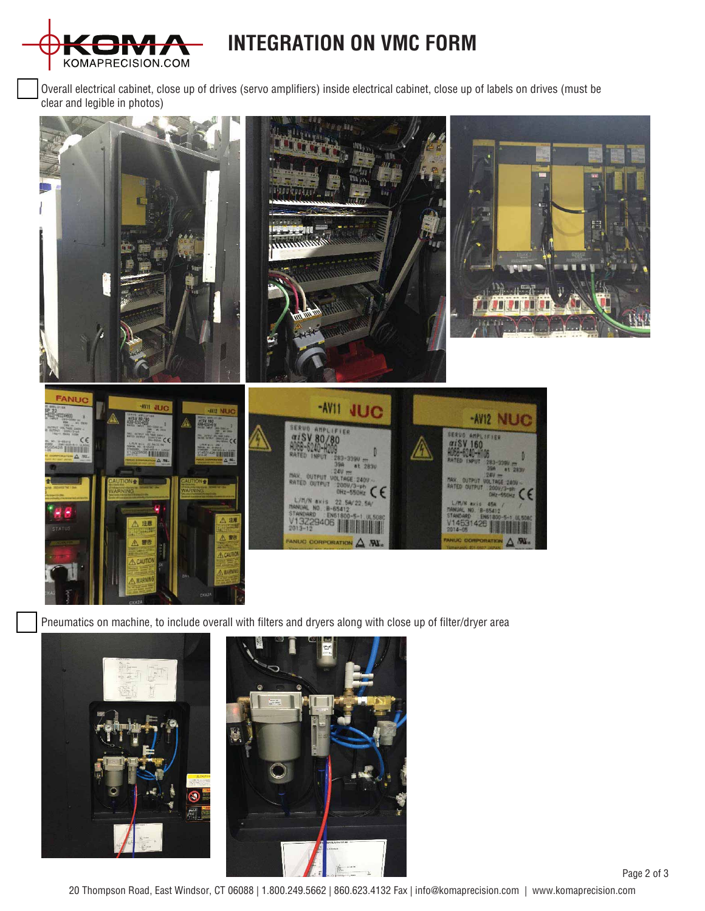# INTEGRATION ON VMC FORM

☐ Overall electrical cabinet, close up of drives (servo amplifiers) inside electrical cabinet, close up of labels on drives (must be clear and legible in photos)

☐ Pneumatics on machine, to include overall with filters and dryers along with close up of filter/dryer area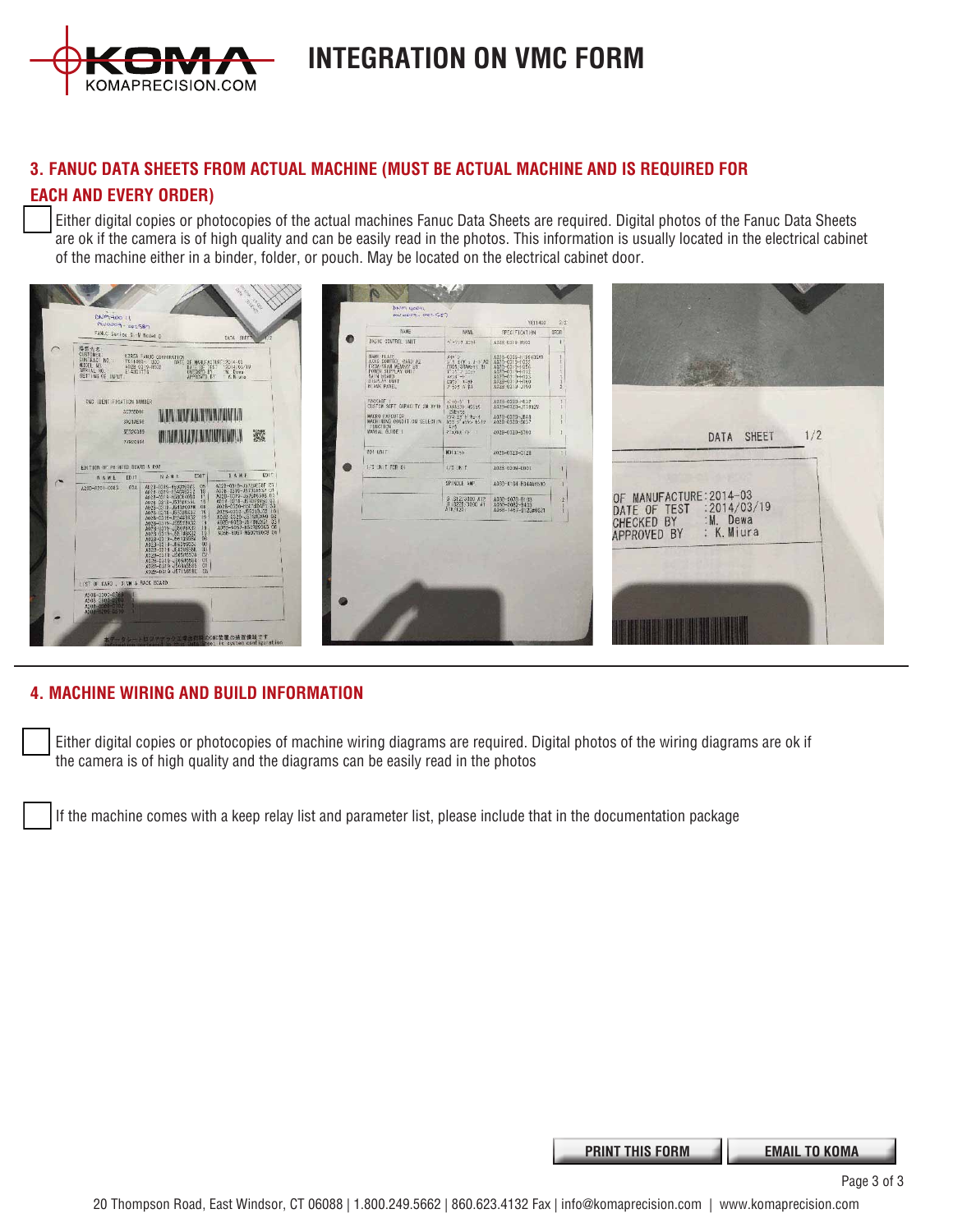# INTEGRATION ON VMC FORM

## 3. FANUC DATA SHEETS FROM ACTUAL MACHINE (MUST BE ACTUAL MACHINE AND IS REQUIRED FOR EACH AND EVERY ORDER)

☐ Either digital copies or photocopies of the actual machines Fanuc Data Sheets are required. Digital photos of the Fanuc Data Sheets are ok if the camera is of high quality and can be easily read in the photos. This information is usually located in the electrical cabinet of the machine either in a binder, folder, or pouch. May be located on the electrical cabinet door.

## 4. MACHINE WIRING AND BUILD INFORMATION

☐ Either digital copies or photocopies of machine wiring diagrams are required. Digital photos of the wiring diagrams are ok if the camera is of high quality and the diagrams can be easily read in the photos

☐ If the machine comes with a keep relay list and parameter list, please include that in the documentation package

PRINT THIS FORM | EMAIL TO KOMA

20 Thompson Road, East Windsor, CT 06088 | 1.800.249.5662 | 860.623.4132 Fax | info@komaprecision.com | www.komaprecision.com